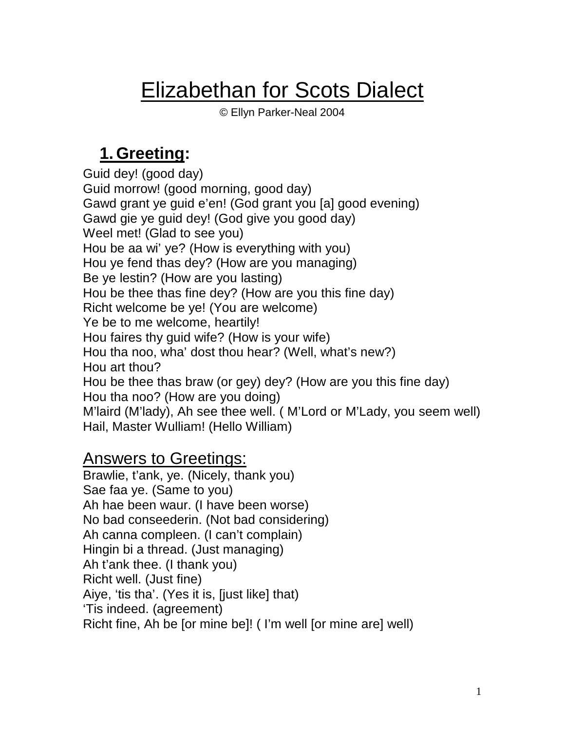# Elizabethan for Scots Dialect

© Ellyn Parker-Neal 2004

## 1. Greeting:

Guid dey! (good day)
Guid morrow! (good morning, good day)
Gawd grant ye guid e'en! (God grant you [a] good evening)
Gawd gie ye guid dey! (God give you good day)
Weel met! (Glad to see you)
Hou be aa wi' ye? (How is everything with you)
Hou ye fend thas dey? (How are you managing)
Be ye lestin? (How are you lasting)
Hou be thee thas fine dey? (How are you this fine day)
Richt welcome be ye! (You are welcome)
Ye be to me welcome, heartily!
Hou faires thy guid wife? (How is your wife)
Hou tha noo, wha' dost thou hear? (Well, what's new?)
Hou art thou?
Hou be thee thas braw (or gey) dey? (How are you this fine day)
Hou tha noo? (How are you doing)
M'laird (M'lady), Ah see thee well. ( M'Lord or M'Lady, you seem well)
Hail, Master Wulliam! (Hello William)

### Answers to Greetings:

Brawlie, t'ank, ye. (Nicely, thank you)
Sae faa ye. (Same to you)
Ah hae been waur. (I have been worse)
No bad conseederin. (Not bad considering)
Ah canna compleen. (I can't complain)
Hingin bi a thread. (Just managing)
Ah t'ank thee. (I thank you)
Richt well. (Just fine)
Aiye, 'tis tha'. (Yes it is, [just like] that)
'Tis indeed. (agreement)
Richt fine, Ah be [or mine be]! ( I'm well [or mine are] well)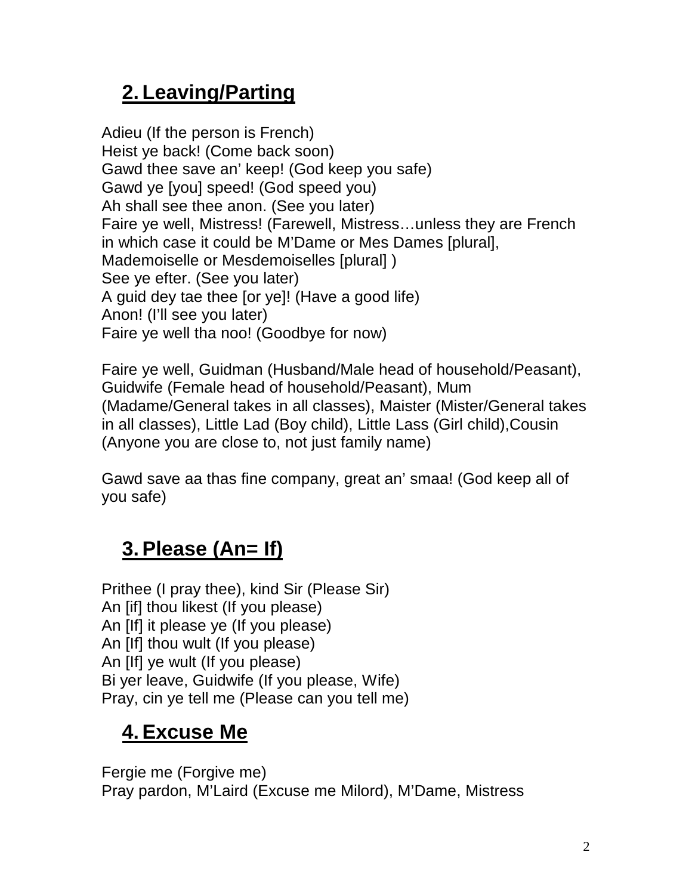## 2. Leaving/Parting

Adieu (If the person is French)
Heist ye back! (Come back soon)
Gawd thee save an' keep! (God keep you safe)
Gawd ye [you] speed! (God speed you)
Ah shall see thee anon. (See you later)
Faire ye well, Mistress! (Farewell, Mistress…unless they are French in which case it could be M'Dame or Mes Dames [plural], Mademoiselle or Mesdemoiselles [plural] )
See ye efter. (See you later)
A guid dey tae thee [or ye]! (Have a good life)
Anon! (I'll see you later)
Faire ye well tha noo! (Goodbye for now)

Faire ye well, Guidman (Husband/Male head of household/Peasant), Guidwife (Female head of household/Peasant), Mum (Madame/General takes in all classes), Maister (Mister/General takes in all classes), Little Lad (Boy child), Little Lass (Girl child),Cousin (Anyone you are close to, not just family name)

Gawd save aa thas fine company, great an' smaa! (God keep all of you safe)

## 3. Please (An= If)

Prithee (I pray thee), kind Sir (Please Sir)
An [if] thou likest (If you please)
An [If] it please ye (If you please)
An [If] thou wult (If you please)
An [If] ye wult (If you please)
Bi yer leave, Guidwife (If you please, Wife)
Pray, cin ye tell me (Please can you tell me)

## 4. Excuse Me

Fergie me (Forgive me)
Pray pardon, M'Laird (Excuse me Milord), M'Dame, Mistress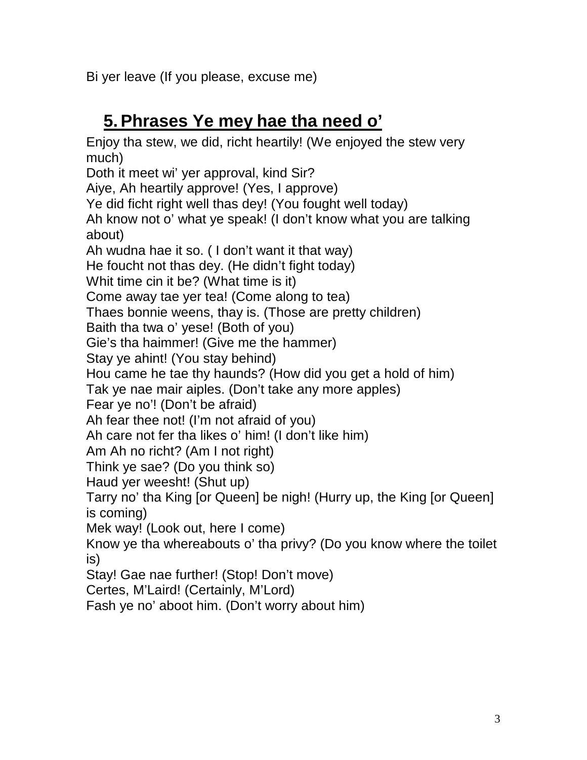Bi yer leave (If you please, excuse me)

## 5. Phrases Ye mey hae tha need o'

Enjoy tha stew, we did, richt heartily! (We enjoyed the stew very much)
Doth it meet wi' yer approval, kind Sir?
Aiye, Ah heartily approve! (Yes, I approve)
Ye did ficht right well thas dey! (You fought well today)
Ah know not o' what ye speak! (I don't know what you are talking about)
Ah wudna hae it so. ( I don't want it that way)
He foucht not thas dey. (He didn't fight today)
Whit time cin it be? (What time is it)
Come away tae yer tea! (Come along to tea)
Thaes bonnie weens, thay is. (Those are pretty children)
Baith tha twa o' yese! (Both of you)
Gie's tha haimmer! (Give me the hammer)
Stay ye ahint! (You stay behind)
Hou came he tae thy haunds? (How did you get a hold of him)
Tak ye nae mair aiples. (Don't take any more apples)
Fear ye no'! (Don't be afraid)
Ah fear thee not! (I'm not afraid of you)
Ah care not fer tha likes o' him! (I don't like him)
Am Ah no richt? (Am I not right)
Think ye sae? (Do you think so)
Haud yer weesht! (Shut up)
Tarry no' tha King [or Queen] be nigh! (Hurry up, the King [or Queen] is coming)
Mek way! (Look out, here I come)
Know ye tha whereabouts o' tha privy? (Do you know where the toilet is)
Stay! Gae nae further! (Stop! Don't move)
Certes, M'Laird! (Certainly, M'Lord)
Fash ye no' aboot him. (Don't worry about him)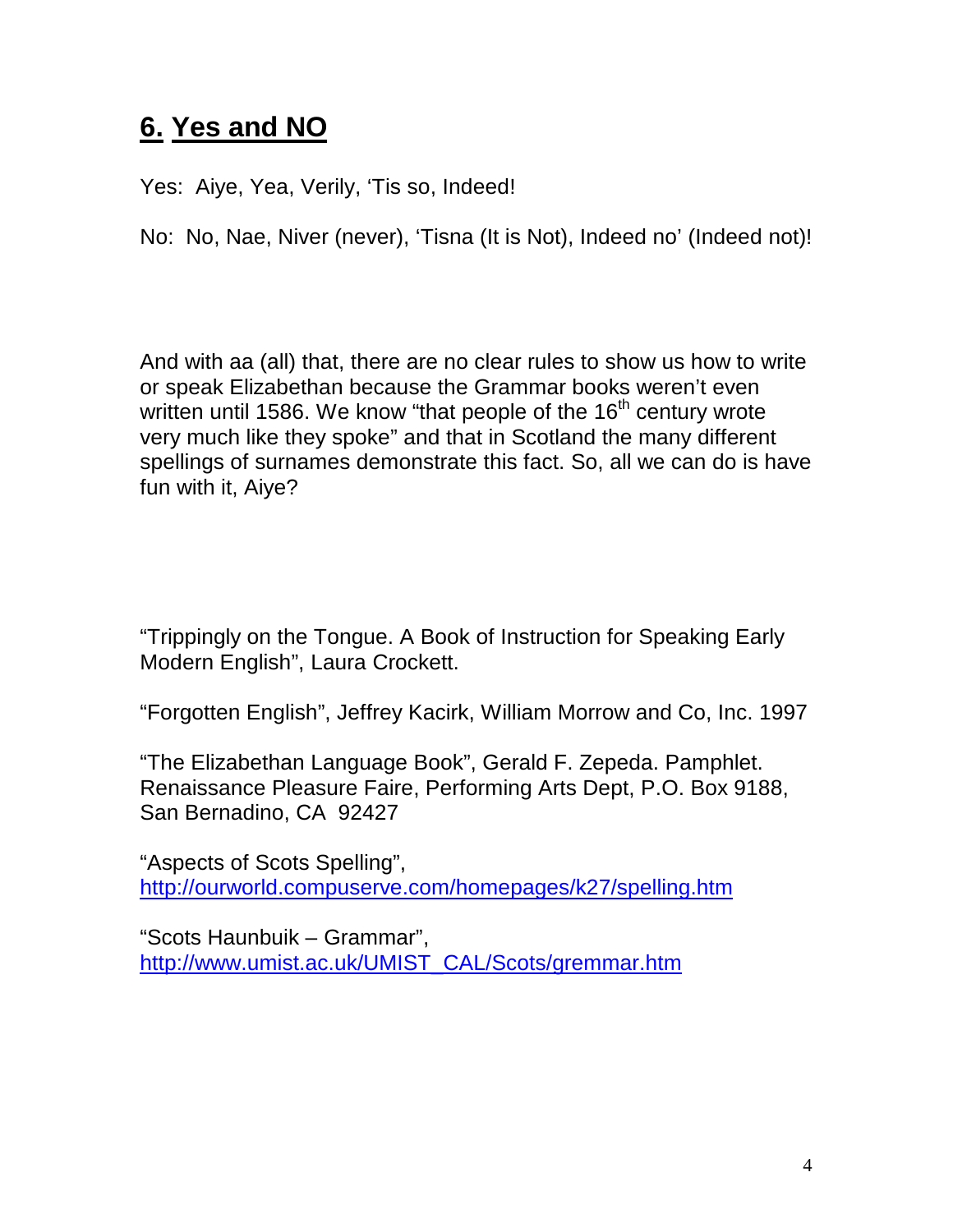## 6. Yes and NO

Yes: Aiye, Yea, Verily, 'Tis so, Indeed!

No: No, Nae, Niver (never), 'Tisna (It is Not), Indeed no' (Indeed not)!

And with aa (all) that, there are no clear rules to show us how to write or speak Elizabethan because the Grammar books weren't even written until 1586. We know "that people of the 16th century wrote very much like they spoke" and that in Scotland the many different spellings of surnames demonstrate this fact. So, all we can do is have fun with it, Aiye?

"Trippingly on the Tongue. A Book of Instruction for Speaking Early Modern English", Laura Crockett.

"Forgotten English", Jeffrey Kacirk, William Morrow and Co, Inc. 1997

"The Elizabethan Language Book", Gerald F. Zepeda. Pamphlet. Renaissance Pleasure Faire, Performing Arts Dept, P.O. Box 9188, San Bernadino, CA 92427

"Aspects of Scots Spelling", http://ourworld.compuserve.com/homepages/k27/spelling.htm

"Scots Haunbuik – Grammar", http://www.umist.ac.uk/UMIST_CAL/Scots/gremmar.htm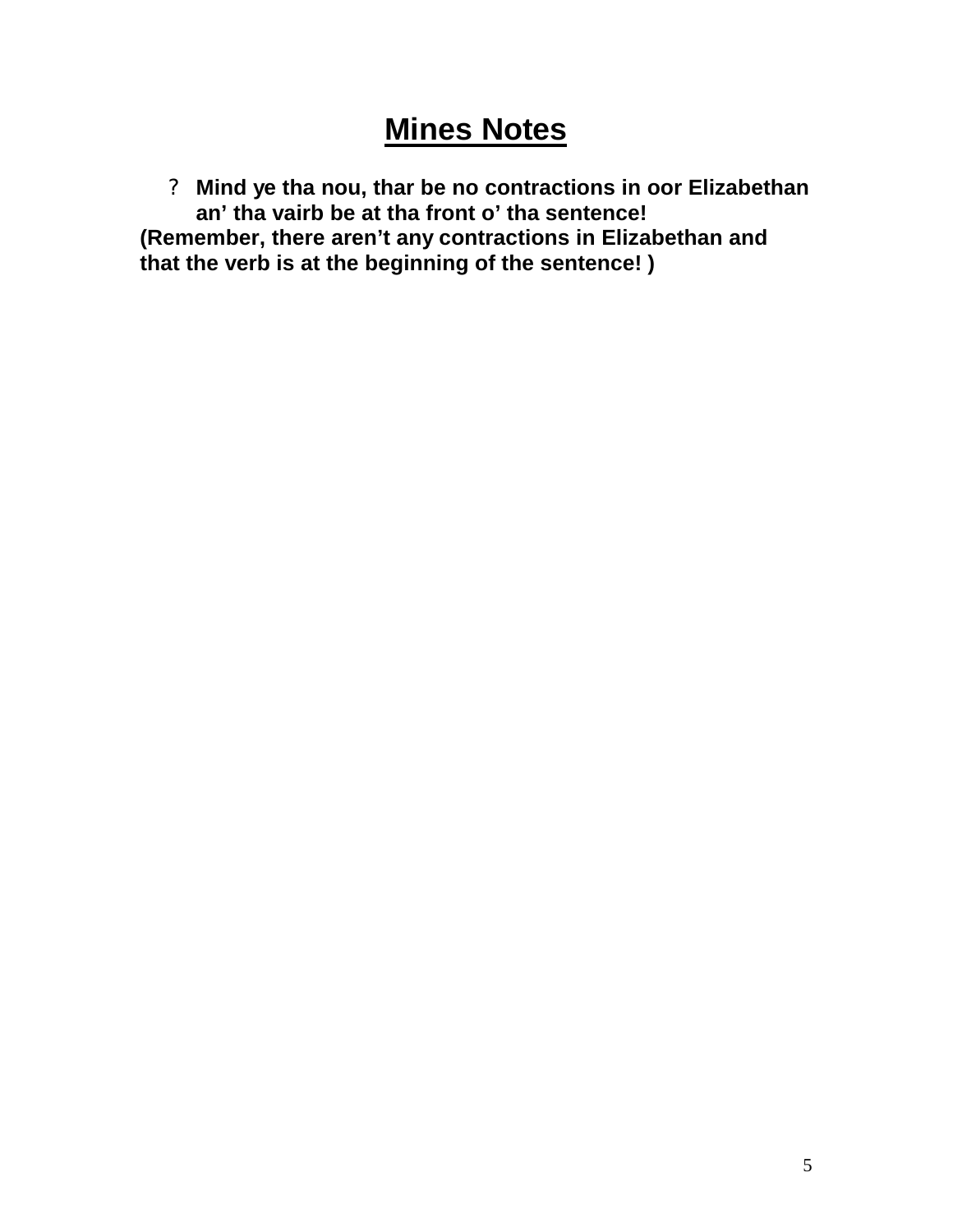# Mines Notes

- **Mind ye tha nou, thar be no contractions in oor Elizabethan an' tha vairb be at tha front o' tha sentence!**

**(Remember, there aren't any contractions in Elizabethan and that the verb is at the beginning of the sentence! )**